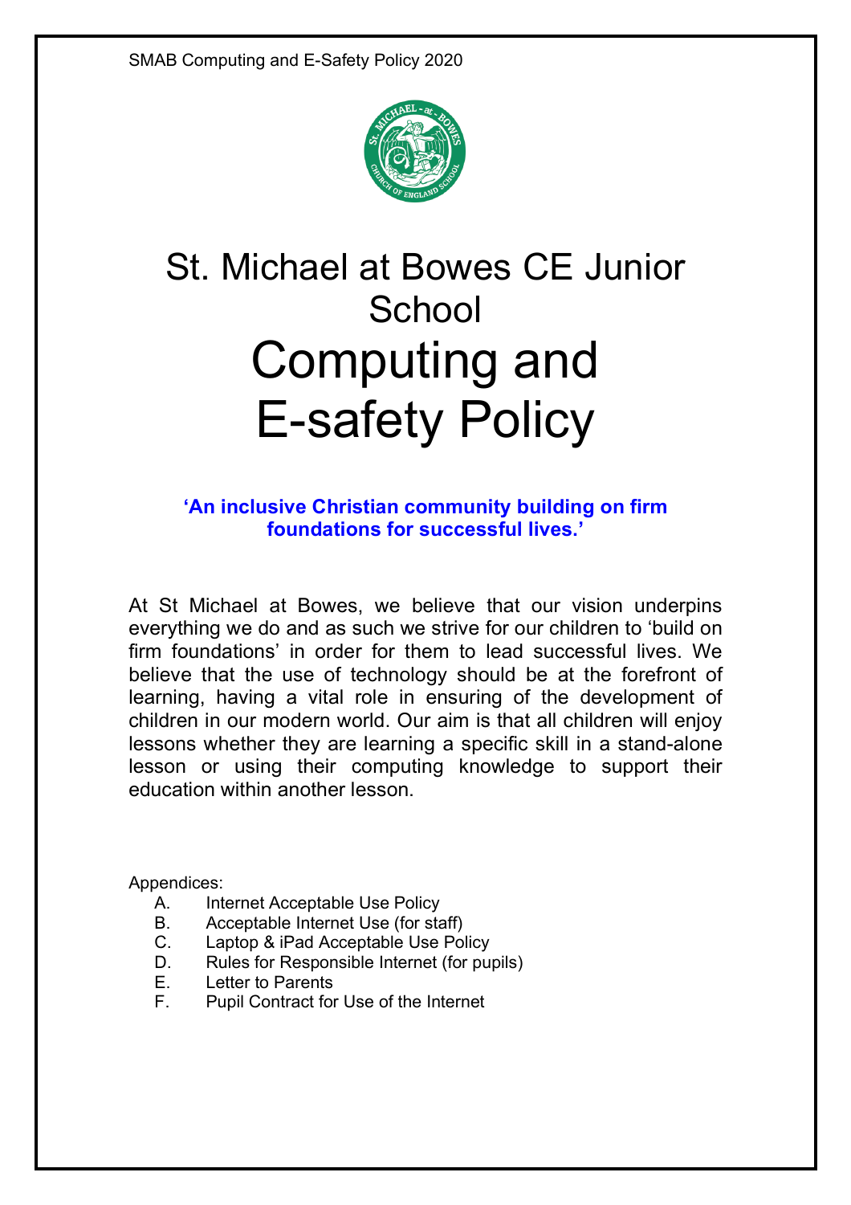# St. Michael at Bowes CE Junior School

# Computing and E-safety Policy

**‘An inclusive Christian community building on firm foundations for successful lives.’**

At St Michael at Bowes, we believe that our vision underpins everything we do and as such we strive for our children to ‘build on firm foundations’ in order for them to lead successful lives. We believe that the use of technology should be at the forefront of learning, having a vital role in ensuring of the development of children in our modern world. Our aim is that all children will enjoy lessons whether they are learning a specific skill in a stand-alone lesson or using their computing knowledge to support their education within another lesson.

Appendices:

- A. Internet Acceptable Use Policy
- B. Acceptable Internet Use (for staff)
- C. Laptop & iPad Acceptable Use Policy
- D. Rules for Responsible Internet (for pupils)
- E. Letter to Parents
- F. Pupil Contract for Use of the Internet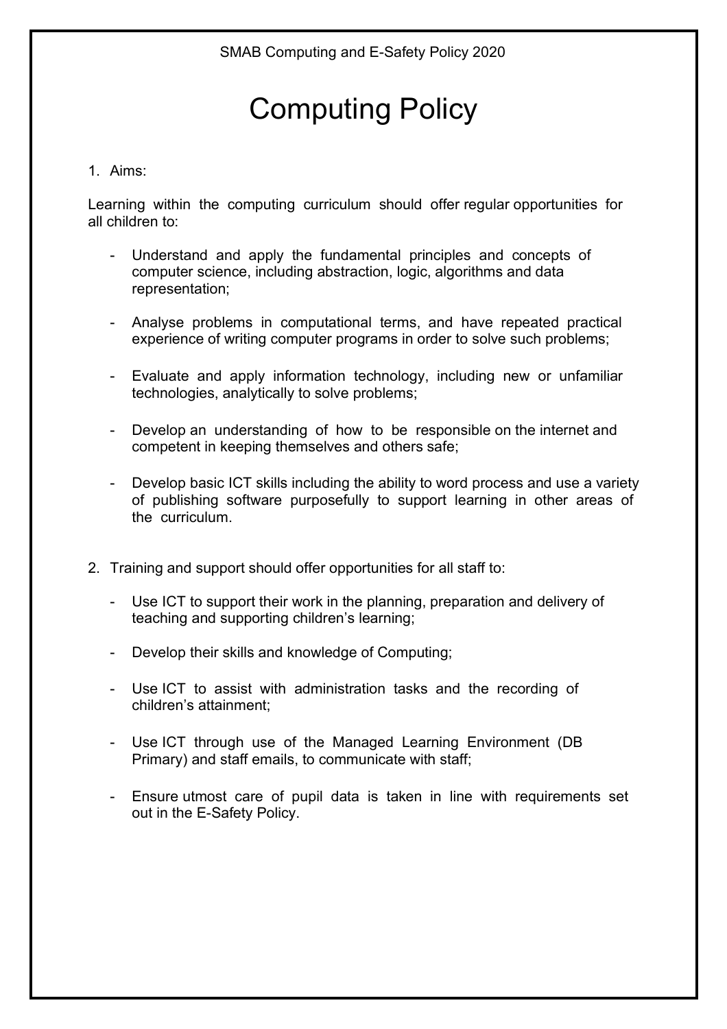# Computing Policy

1. Aims:

Learning within the computing curriculum should offer regular opportunities for all children to:

- Understand and apply the fundamental principles and concepts of computer science, including abstraction, logic, algorithms and data representation;

- Analyse problems in computational terms, and have repeated practical experience of writing computer programs in order to solve such problems;

- Evaluate and apply information technology, including new or unfamiliar technologies, analytically to solve problems;

- Develop an understanding of how to be responsible on the internet and competent in keeping themselves and others safe;

- Develop basic ICT skills including the ability to word process and use a variety of publishing software purposefully to support learning in other areas of the curriculum.

2. Training and support should offer opportunities for all staff to:

- Use ICT to support their work in the planning, preparation and delivery of teaching and supporting children's learning;

- Develop their skills and knowledge of Computing;

- Use ICT to assist with administration tasks and the recording of children's attainment;

- Use ICT through use of the Managed Learning Environment (DB Primary) and staff emails, to communicate with staff;

- Ensure utmost care of pupil data is taken in line with requirements set out in the E-Safety Policy.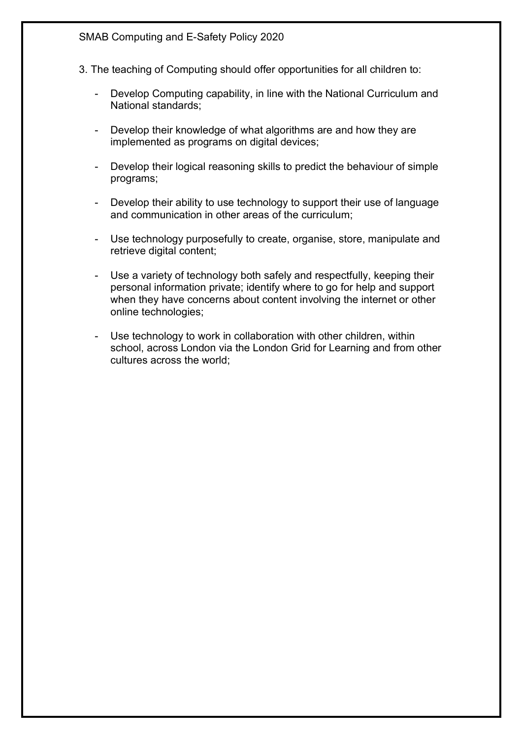3. The teaching of Computing should offer opportunities for all children to:

- Develop Computing capability, in line with the National Curriculum and National standards;
- Develop their knowledge of what algorithms are and how they are implemented as programs on digital devices;
- Develop their logical reasoning skills to predict the behaviour of simple programs;
- Develop their ability to use technology to support their use of language and communication in other areas of the curriculum;
- Use technology purposefully to create, organise, store, manipulate and retrieve digital content;
- Use a variety of technology both safely and respectfully, keeping their personal information private; identify where to go for help and support when they have concerns about content involving the internet or other online technologies;
- Use technology to work in collaboration with other children, within school, across London via the London Grid for Learning and from other cultures across the world;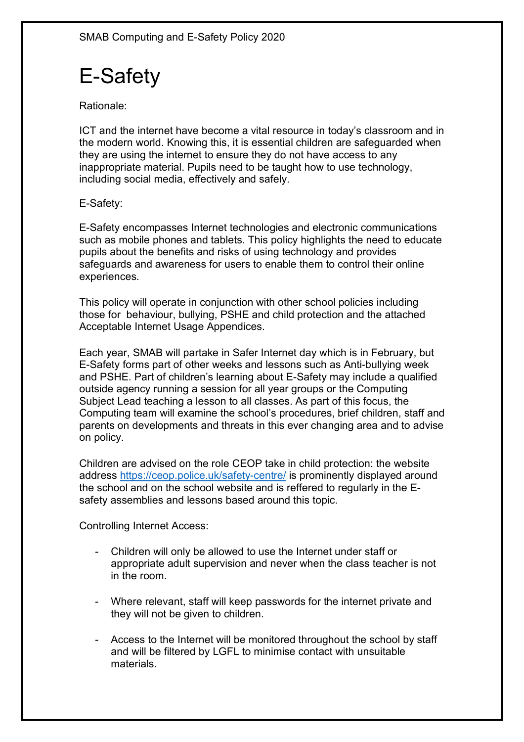# E-Safety

Rationale:

ICT and the internet have become a vital resource in today's classroom and in the modern world. Knowing this, it is essential children are safeguarded when they are using the internet to ensure they do not have access to any inappropriate material. Pupils need to be taught how to use technology, including social media, effectively and safely.

E-Safety:

E-Safety encompasses Internet technologies and electronic communications such as mobile phones and tablets. This policy highlights the need to educate pupils about the benefits and risks of using technology and provides safeguards and awareness for users to enable them to control their online experiences.

This policy will operate in conjunction with other school policies including those for behaviour, bullying, PSHE and child protection and the attached Acceptable Internet Usage Appendices.

Each year, SMAB will partake in Safer Internet day which is in February, but E-Safety forms part of other weeks and lessons such as Anti-bullying week and PSHE. Part of children's learning about E-Safety may include a qualified outside agency running a session for all year groups or the Computing Subject Lead teaching a lesson to all classes. As part of this focus, the Computing team will examine the school's procedures, brief children, staff and parents on developments and threats in this ever changing area and to advise on policy.

Children are advised on the role CEOP take in child protection: the website address https://ceop.police.uk/safety-centre/ is prominently displayed around the school and on the school website and is reffered to regularly in the E-safety assemblies and lessons based around this topic.

Controlling Internet Access:

- Children will only be allowed to use the Internet under staff or appropriate adult supervision and never when the class teacher is not in the room.
- Where relevant, staff will keep passwords for the internet private and they will not be given to children.
- Access to the Internet will be monitored throughout the school by staff and will be filtered by LGFL to minimise contact with unsuitable materials.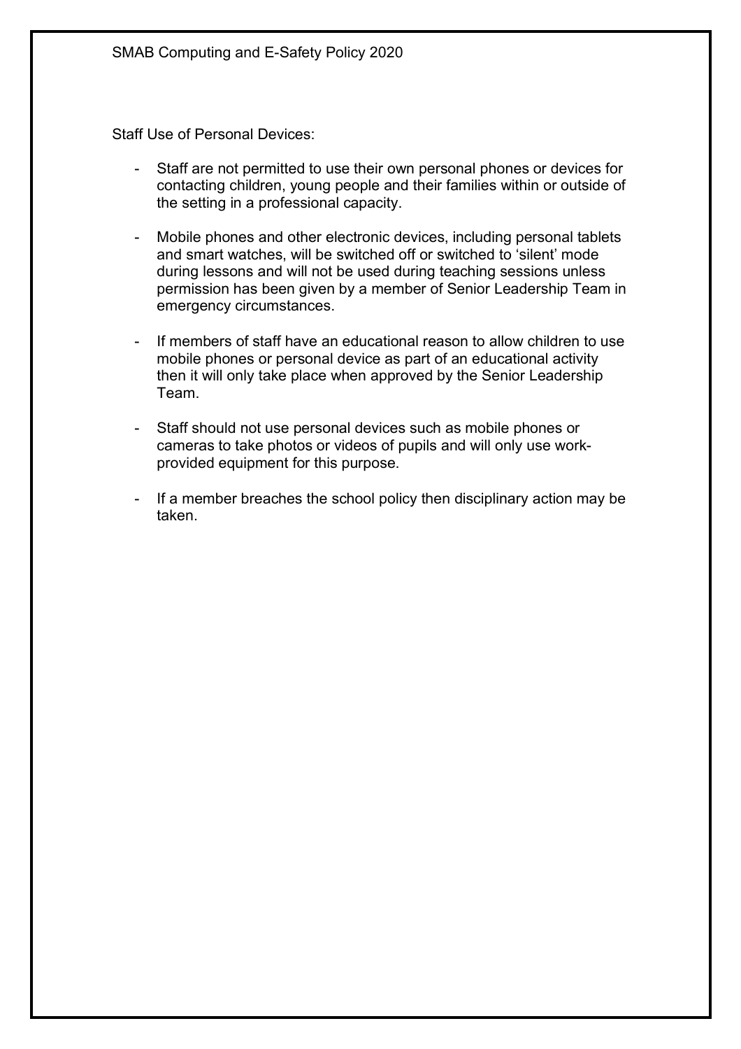Staff Use of Personal Devices:

- Staff are not permitted to use their own personal phones or devices for contacting children, young people and their families within or outside of the setting in a professional capacity.
- Mobile phones and other electronic devices, including personal tablets and smart watches, will be switched off or switched to 'silent' mode during lessons and will not be used during teaching sessions unless permission has been given by a member of Senior Leadership Team in emergency circumstances.
- If members of staff have an educational reason to allow children to use mobile phones or personal device as part of an educational activity then it will only take place when approved by the Senior Leadership Team.
- Staff should not use personal devices such as mobile phones or cameras to take photos or videos of pupils and will only use work-provided equipment for this purpose.
- If a member breaches the school policy then disciplinary action may be taken.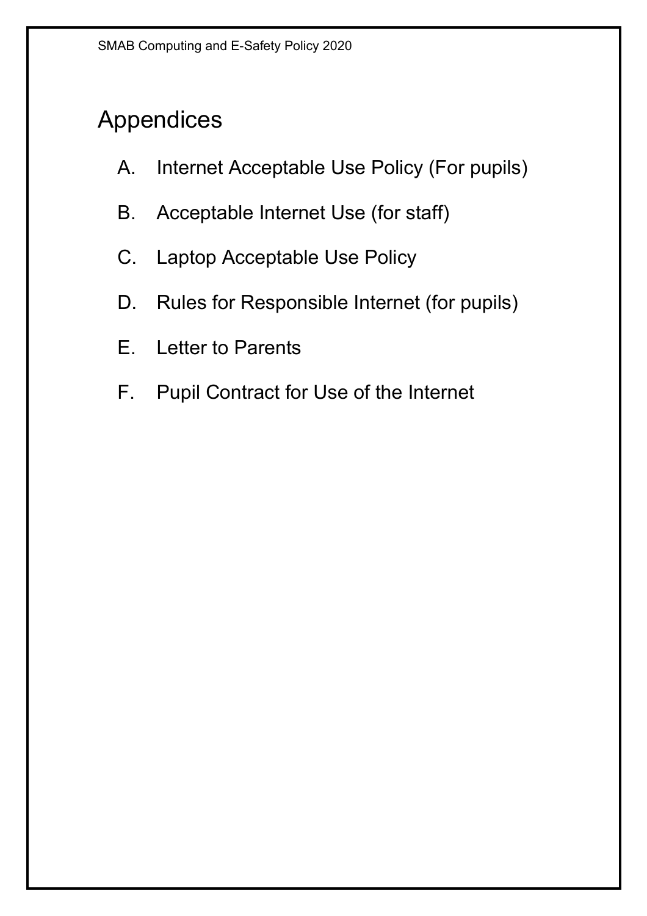## Appendices

A. Internet Acceptable Use Policy (For pupils)

B. Acceptable Internet Use (for staff)

C. Laptop Acceptable Use Policy

D. Rules for Responsible Internet (for pupils)

E. Letter to Parents

F. Pupil Contract for Use of the Internet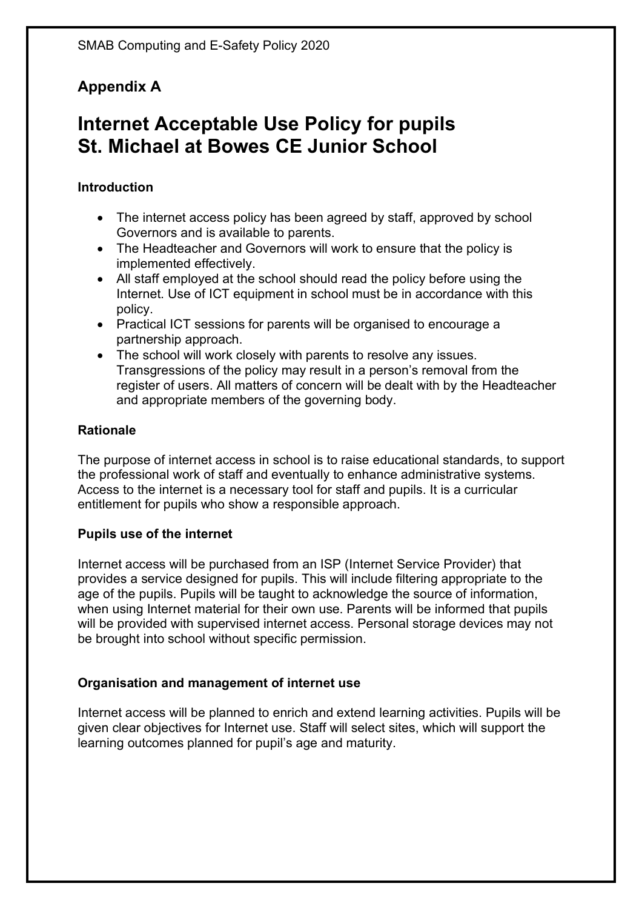## Appendix A

# Internet Acceptable Use Policy for pupils St. Michael at Bowes CE Junior School

### Introduction

- The internet access policy has been agreed by staff, approved by school Governors and is available to parents.
- The Headteacher and Governors will work to ensure that the policy is implemented effectively.
- All staff employed at the school should read the policy before using the Internet. Use of ICT equipment in school must be in accordance with this policy.
- Practical ICT sessions for parents will be organised to encourage a partnership approach.
- The school will work closely with parents to resolve any issues. Transgressions of the policy may result in a person's removal from the register of users. All matters of concern will be dealt with by the Headteacher and appropriate members of the governing body.

### Rationale

The purpose of internet access in school is to raise educational standards, to support the professional work of staff and eventually to enhance administrative systems. Access to the internet is a necessary tool for staff and pupils. It is a curricular entitlement for pupils who show a responsible approach.

### Pupils use of the internet

Internet access will be purchased from an ISP (Internet Service Provider) that provides a service designed for pupils. This will include filtering appropriate to the age of the pupils. Pupils will be taught to acknowledge the source of information, when using Internet material for their own use. Parents will be informed that pupils will be provided with supervised internet access. Personal storage devices may not be brought into school without specific permission.

### Organisation and management of internet use

Internet access will be planned to enrich and extend learning activities. Pupils will be given clear objectives for Internet use. Staff will select sites, which will support the learning outcomes planned for pupil's age and maturity.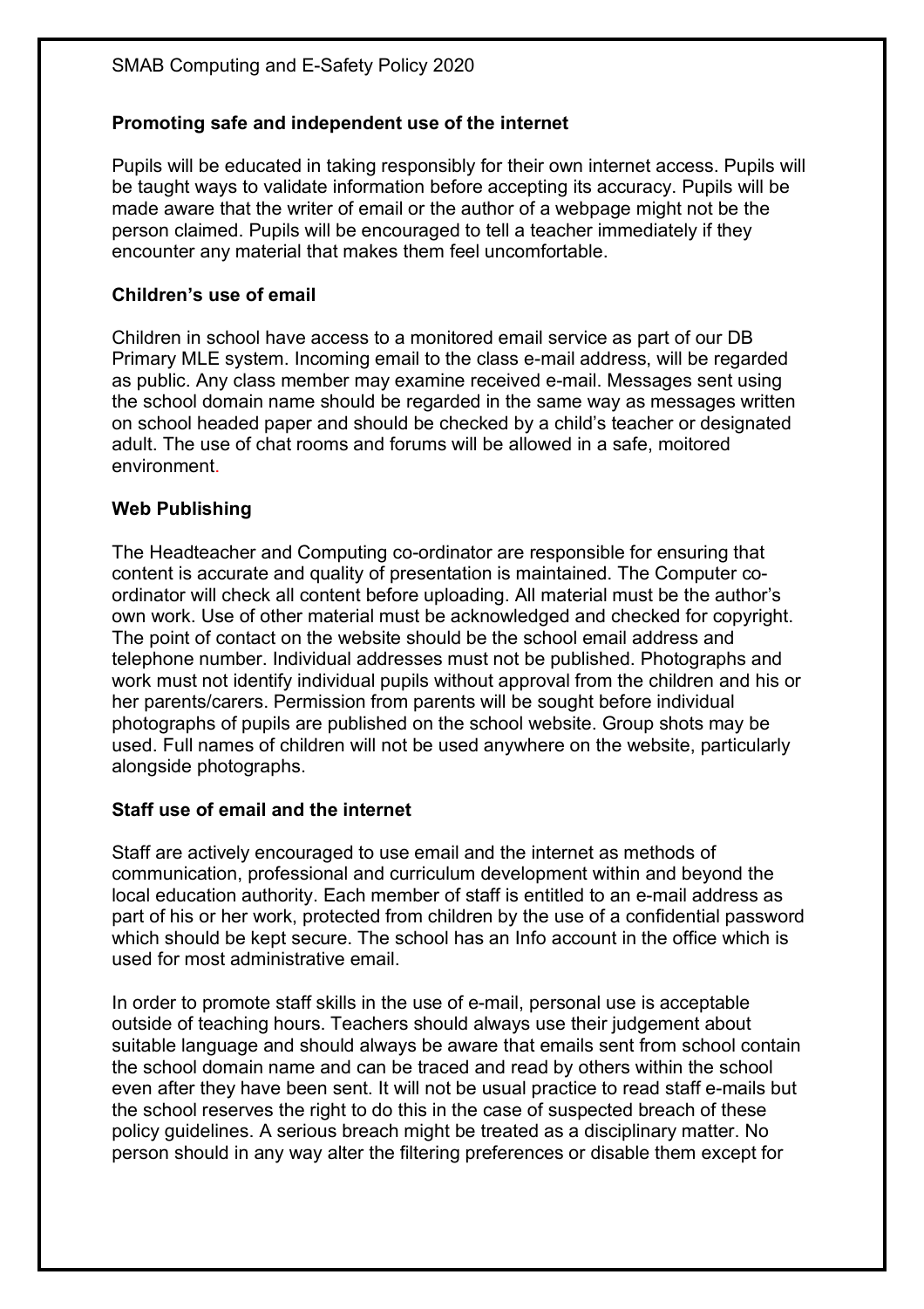## Promoting safe and independent use of the internet

Pupils will be educated in taking responsibly for their own internet access. Pupils will be taught ways to validate information before accepting its accuracy. Pupils will be made aware that the writer of email or the author of a webpage might not be the person claimed. Pupils will be encouraged to tell a teacher immediately if they encounter any material that makes them feel uncomfortable.

## Children's use of email

Children in school have access to a monitored email service as part of our DB Primary MLE system. Incoming email to the class e-mail address, will be regarded as public. Any class member may examine received e-mail. Messages sent using the school domain name should be regarded in the same way as messages written on school headed paper and should be checked by a child's teacher or designated adult. The use of chat rooms and forums will be allowed in a safe, moitored environment.

## Web Publishing

The Headteacher and Computing co-ordinator are responsible for ensuring that content is accurate and quality of presentation is maintained. The Computer co-ordinator will check all content before uploading. All material must be the author's own work. Use of other material must be acknowledged and checked for copyright. The point of contact on the website should be the school email address and telephone number. Individual addresses must not be published. Photographs and work must not identify individual pupils without approval from the children and his or her parents/carers. Permission from parents will be sought before individual photographs of pupils are published on the school website. Group shots may be used. Full names of children will not be used anywhere on the website, particularly alongside photographs.

## Staff use of email and the internet

Staff are actively encouraged to use email and the internet as methods of communication, professional and curriculum development within and beyond the local education authority. Each member of staff is entitled to an e-mail address as part of his or her work, protected from children by the use of a confidential password which should be kept secure. The school has an Info account in the office which is used for most administrative email.

In order to promote staff skills in the use of e-mail, personal use is acceptable outside of teaching hours. Teachers should always use their judgement about suitable language and should always be aware that emails sent from school contain the school domain name and can be traced and read by others within the school even after they have been sent. It will not be usual practice to read staff e-mails but the school reserves the right to do this in the case of suspected breach of these policy guidelines. A serious breach might be treated as a disciplinary matter. No person should in any way alter the filtering preferences or disable them except for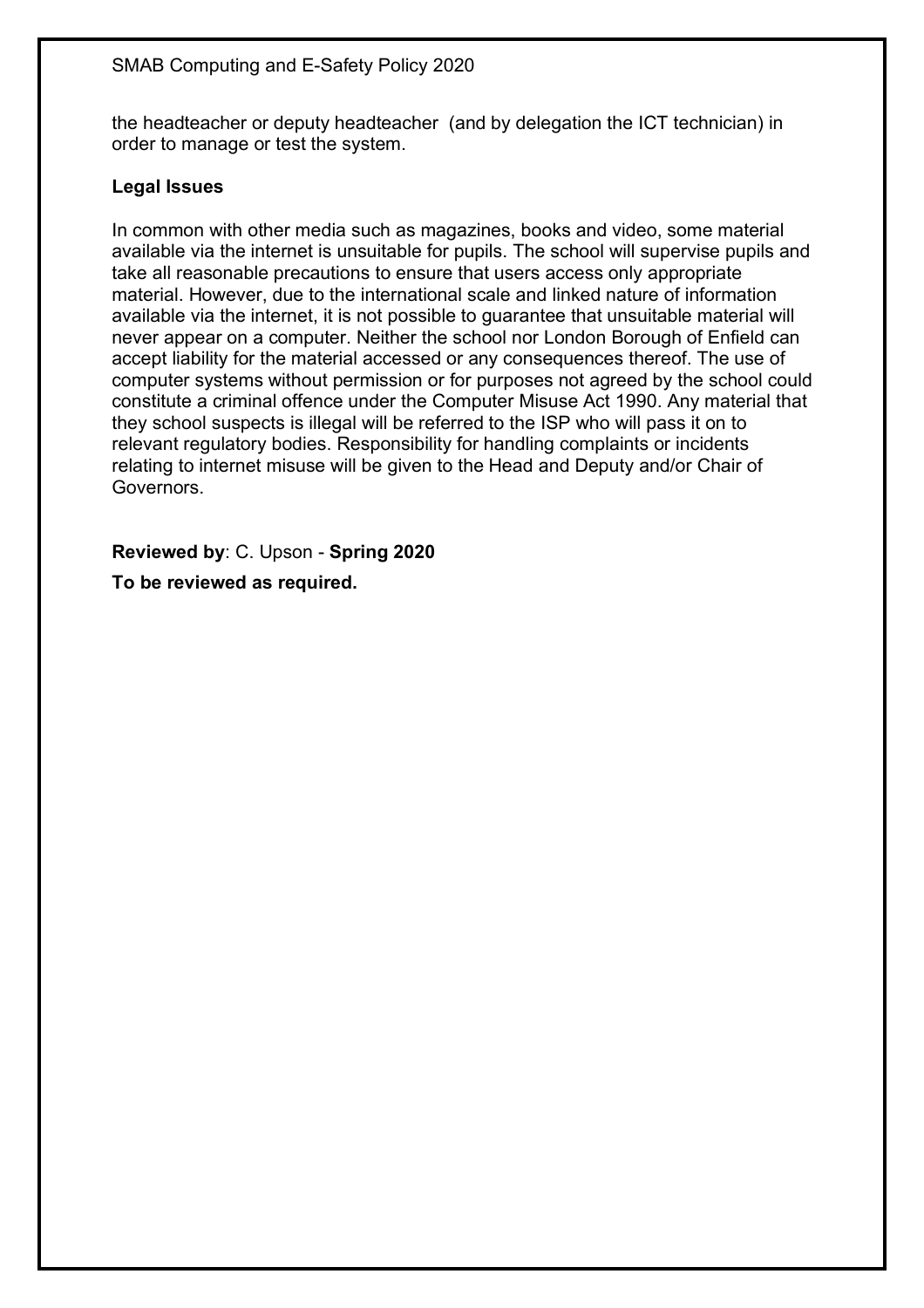the headteacher or deputy headteacher (and by delegation the ICT technician) in order to manage or test the system.

**Legal Issues**

In common with other media such as magazines, books and video, some material available via the internet is unsuitable for pupils. The school will supervise pupils and take all reasonable precautions to ensure that users access only appropriate material. However, due to the international scale and linked nature of information available via the internet, it is not possible to guarantee that unsuitable material will never appear on a computer. Neither the school nor London Borough of Enfield can accept liability for the material accessed or any consequences thereof. The use of computer systems without permission or for purposes not agreed by the school could constitute a criminal offence under the Computer Misuse Act 1990. Any material that they school suspects is illegal will be referred to the ISP who will pass it on to relevant regulatory bodies. Responsibility for handling complaints or incidents relating to internet misuse will be given to the Head and Deputy and/or Chair of Governors.

**Reviewed by**: C. Upson - **Spring 2020**

**To be reviewed as required.**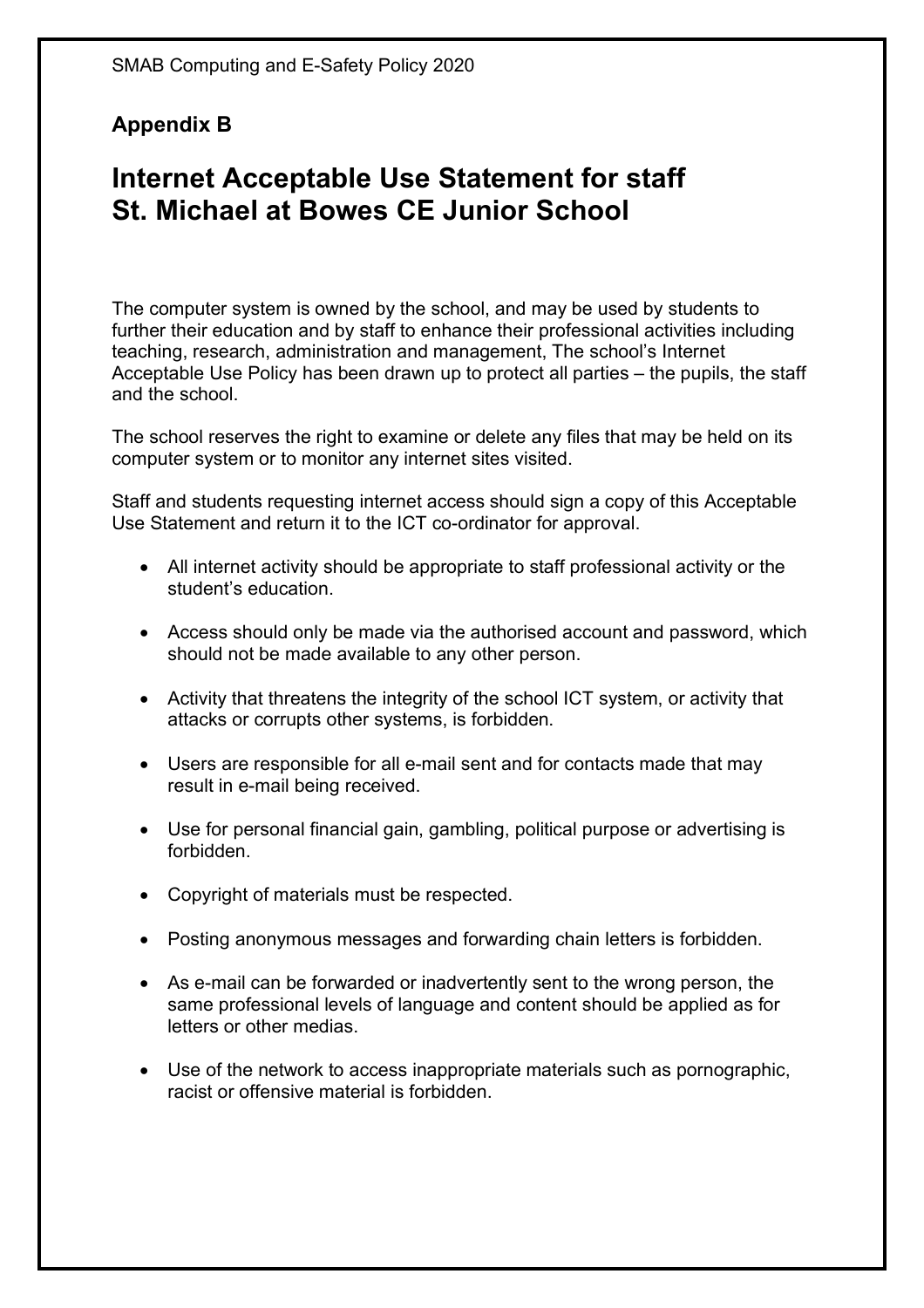## Appendix B

# Internet Acceptable Use Statement for staff
# St. Michael at Bowes CE Junior School

The computer system is owned by the school, and may be used by students to further their education and by staff to enhance their professional activities including teaching, research, administration and management, The school's Internet Acceptable Use Policy has been drawn up to protect all parties – the pupils, the staff and the school.

The school reserves the right to examine or delete any files that may be held on its computer system or to monitor any internet sites visited.

Staff and students requesting internet access should sign a copy of this Acceptable Use Statement and return it to the ICT co-ordinator for approval.

- All internet activity should be appropriate to staff professional activity or the student's education.
- Access should only be made via the authorised account and password, which should not be made available to any other person.
- Activity that threatens the integrity of the school ICT system, or activity that attacks or corrupts other systems, is forbidden.
- Users are responsible for all e-mail sent and for contacts made that may result in e-mail being received.
- Use for personal financial gain, gambling, political purpose or advertising is forbidden.
- Copyright of materials must be respected.
- Posting anonymous messages and forwarding chain letters is forbidden.
- As e-mail can be forwarded or inadvertently sent to the wrong person, the same professional levels of language and content should be applied as for letters or other medias.
- Use of the network to access inappropriate materials such as pornographic, racist or offensive material is forbidden.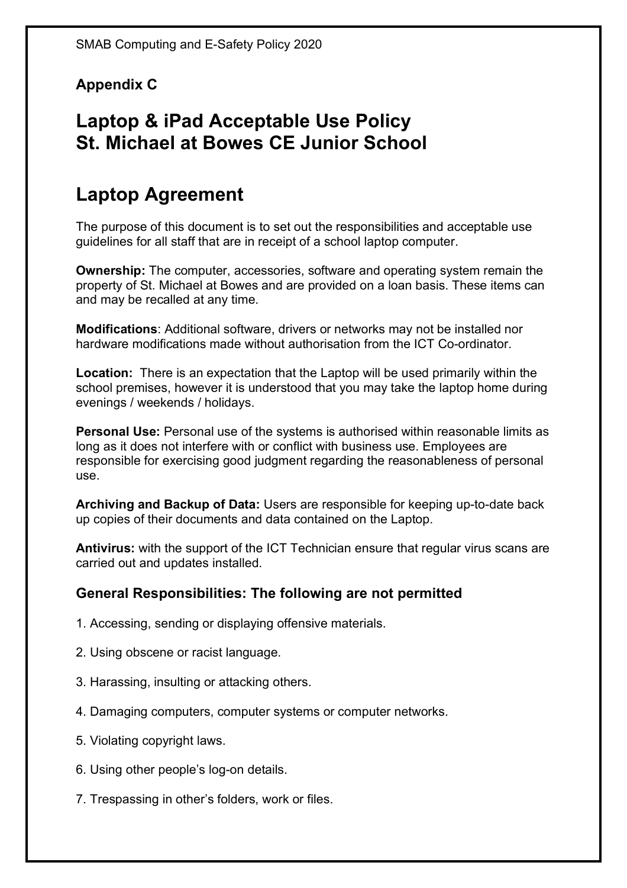**Appendix C**

# Laptop & iPad Acceptable Use Policy
# St. Michael at Bowes CE Junior School

# Laptop Agreement

The purpose of this document is to set out the responsibilities and acceptable use guidelines for all staff that are in receipt of a school laptop computer.

**Ownership:** The computer, accessories, software and operating system remain the property of St. Michael at Bowes and are provided on a loan basis. These items can and may be recalled at any time.

**Modifications**: Additional software, drivers or networks may not be installed nor hardware modifications made without authorisation from the ICT Co-ordinator.

**Location:** There is an expectation that the Laptop will be used primarily within the school premises, however it is understood that you may take the laptop home during evenings / weekends / holidays.

**Personal Use:** Personal use of the systems is authorised within reasonable limits as long as it does not interfere with or conflict with business use. Employees are responsible for exercising good judgment regarding the reasonableness of personal use.

**Archiving and Backup of Data:** Users are responsible for keeping up-to-date back up copies of their documents and data contained on the Laptop.

**Antivirus:** with the support of the ICT Technician ensure that regular virus scans are carried out and updates installed.

### General Responsibilities: The following are not permitted

1. Accessing, sending or displaying offensive materials.
2. Using obscene or racist language.
3. Harassing, insulting or attacking others.
4. Damaging computers, computer systems or computer networks.
5. Violating copyright laws.
6. Using other people's log-on details.
7. Trespassing in other's folders, work or files.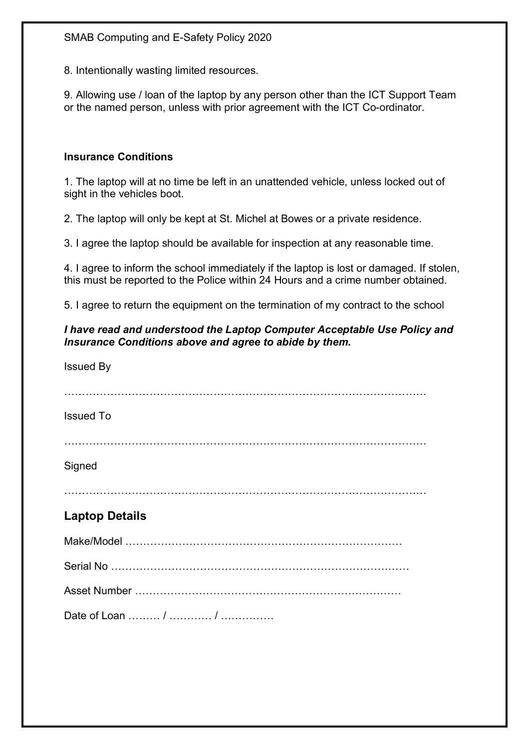8. Intentionally wasting limited resources.

9. Allowing use / loan of the laptop by any person other than the ICT Support Team or the named person, unless with prior agreement with the ICT Co-ordinator.

**Insurance Conditions**

1. The laptop will at no time be left in an unattended vehicle, unless locked out of sight in the vehicles boot.

2. The laptop will only be kept at St. Michel at Bowes or a private residence.

3. I agree the laptop should be available for inspection at any reasonable time.

4. I agree to inform the school immediately if the laptop is lost or damaged. If stolen, this must be reported to the Police within 24 Hours and a crime number obtained.

5. I agree to return the equipment on the termination of my contract to the school

***I have read and understood the Laptop Computer Acceptable Use Policy and Insurance Conditions above and agree to abide by them.***

Issued By

…………………………………………………………………………………………

Issued To

…………………………………………………………………………………………

Signed

…………………………………………………………………………………………

## Laptop Details

Make/Model ……………………………………………………………………

Serial No …………………………………………………………………………

Asset Number …………………………………………………………………

Date of Loan ……… / ………… / ……………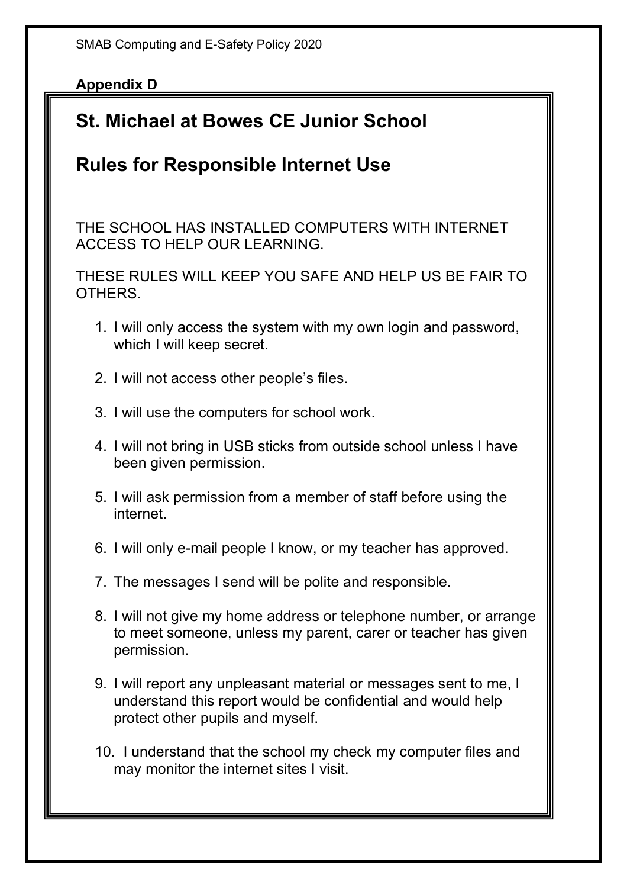**Appendix D**

# St. Michael at Bowes CE Junior School

# Rules for Responsible Internet Use

THE SCHOOL HAS INSTALLED COMPUTERS WITH INTERNET ACCESS TO HELP OUR LEARNING.

THESE RULES WILL KEEP YOU SAFE AND HELP US BE FAIR TO OTHERS.

1. I will only access the system with my own login and password, which I will keep secret.
2. I will not access other people's files.
3. I will use the computers for school work.
4. I will not bring in USB sticks from outside school unless I have been given permission.
5. I will ask permission from a member of staff before using the internet.
6. I will only e-mail people I know, or my teacher has approved.
7. The messages I send will be polite and responsible.
8. I will not give my home address or telephone number, or arrange to meet someone, unless my parent, carer or teacher has given permission.
9. I will report any unpleasant material or messages sent to me, I understand this report would be confidential and would help protect other pupils and myself.
10. I understand that the school my check my computer files and may monitor the internet sites I visit.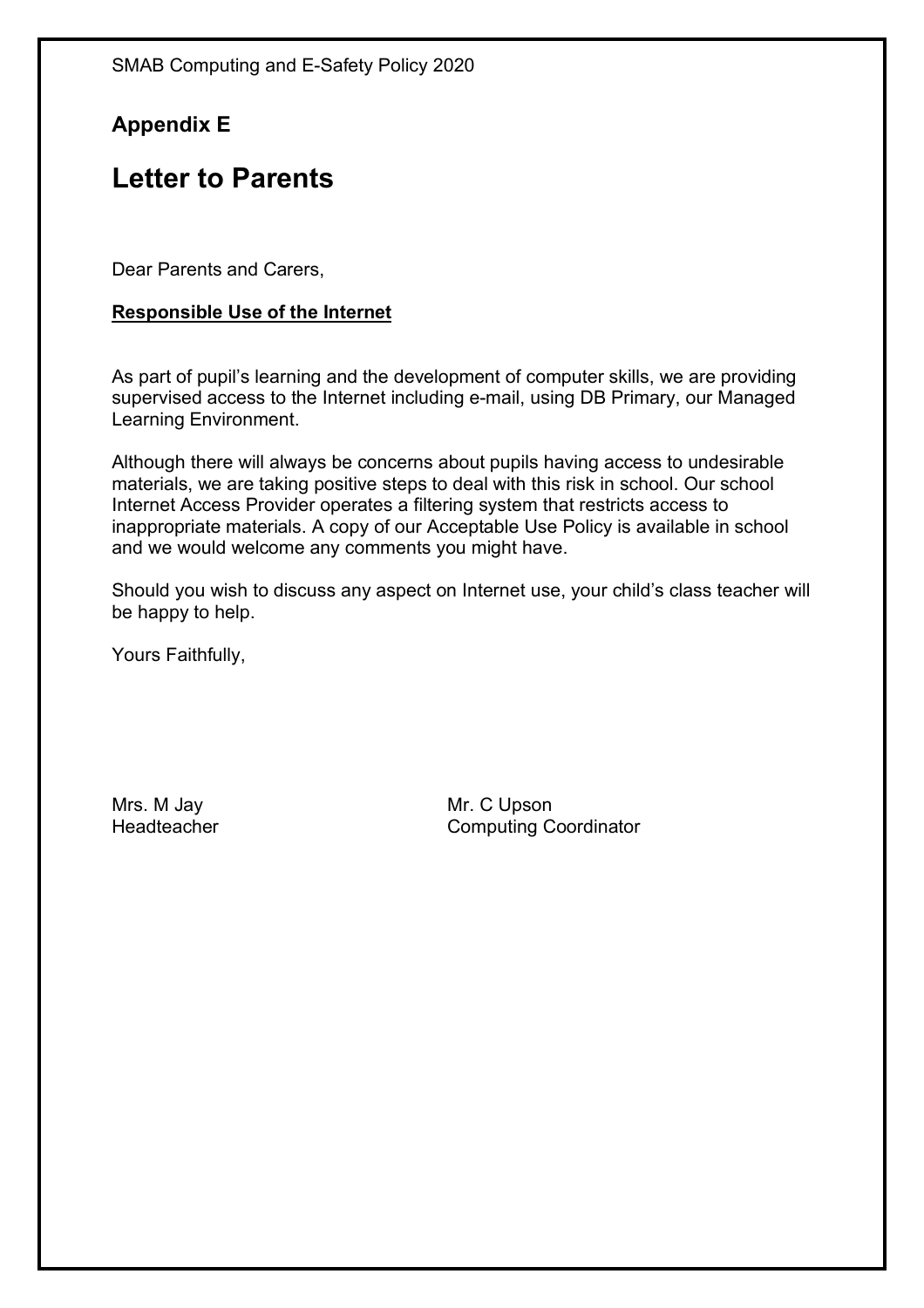## Appendix E

# Letter to Parents

Dear Parents and Carers,

**Responsible Use of the Internet**

As part of pupil's learning and the development of computer skills, we are providing supervised access to the Internet including e-mail, using DB Primary, our Managed Learning Environment.

Although there will always be concerns about pupils having access to undesirable materials, we are taking positive steps to deal with this risk in school. Our school Internet Access Provider operates a filtering system that restricts access to inappropriate materials. A copy of our Acceptable Use Policy is available in school and we would welcome any comments you might have.

Should you wish to discuss any aspect on Internet use, your child's class teacher will be happy to help.

Yours Faithfully,

Mrs. M Jay
Headteacher

Mr. C Upson
Computing Coordinator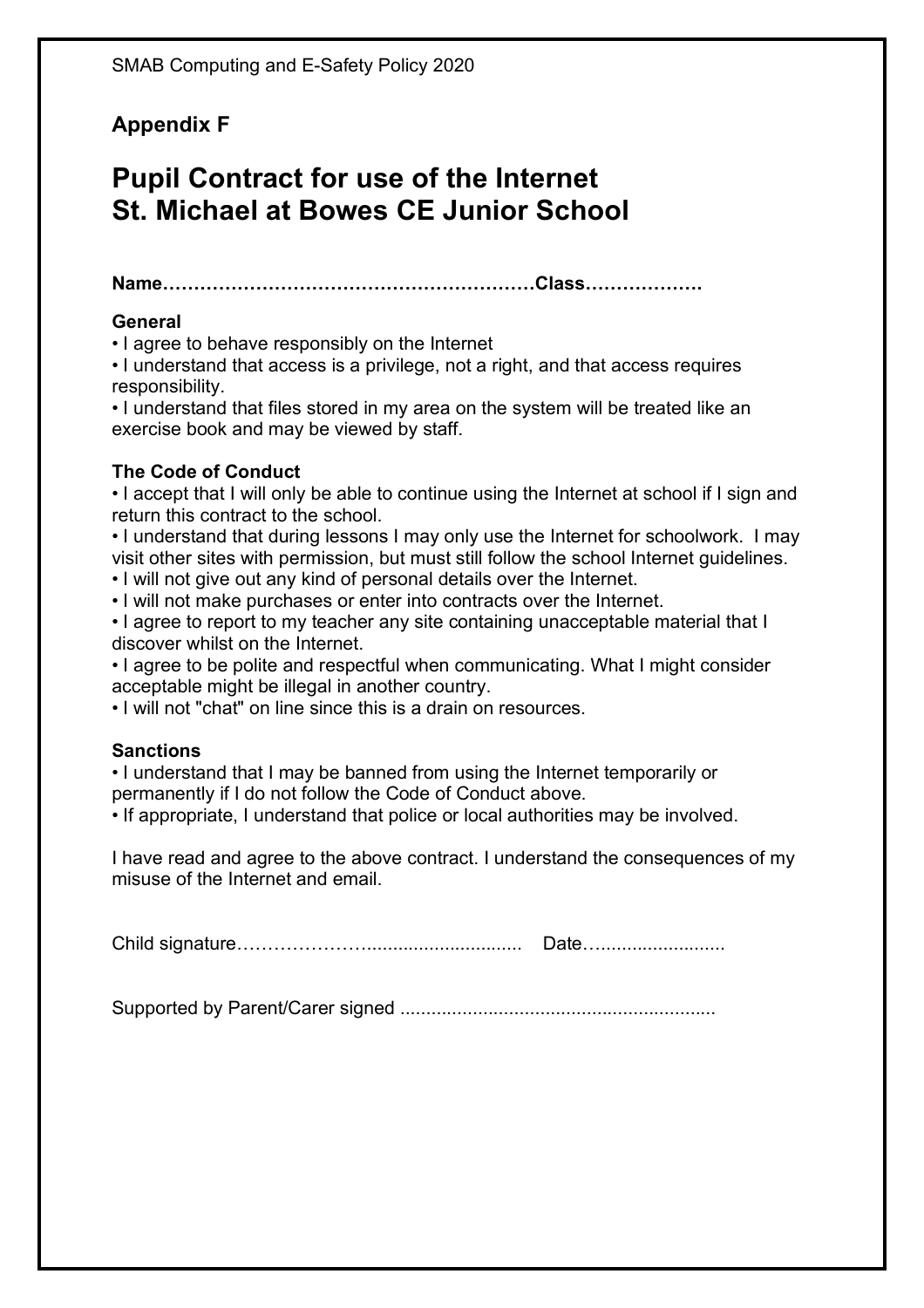## Appendix F

# Pupil Contract for use of the Internet
# St. Michael at Bowes CE Junior School

**Name……………………………………………………Class……………….**

### General

- I agree to behave responsibly on the Internet
- I understand that access is a privilege, not a right, and that access requires responsibility.
- I understand that files stored in my area on the system will be treated like an exercise book and may be viewed by staff.

### The Code of Conduct

- I accept that I will only be able to continue using the Internet at school if I sign and return this contract to the school.
- I understand that during lessons I may only use the Internet for schoolwork. I may visit other sites with permission, but must still follow the school Internet guidelines.
- I will not give out any kind of personal details over the Internet.
- I will not make purchases or enter into contracts over the Internet.
- I agree to report to my teacher any site containing unacceptable material that I discover whilst on the Internet.
- I agree to be polite and respectful when communicating. What I might consider acceptable might be illegal in another country.
- I will not "chat" on line since this is a drain on resources.

### Sanctions

- I understand that I may be banned from using the Internet temporarily or permanently if I do not follow the Code of Conduct above.
- If appropriate, I understand that police or local authorities may be involved.

I have read and agree to the above contract. I understand the consequences of my misuse of the Internet and email.

Child signature…………………............................... Date….........................

Supported by Parent/Carer signed ............................................................